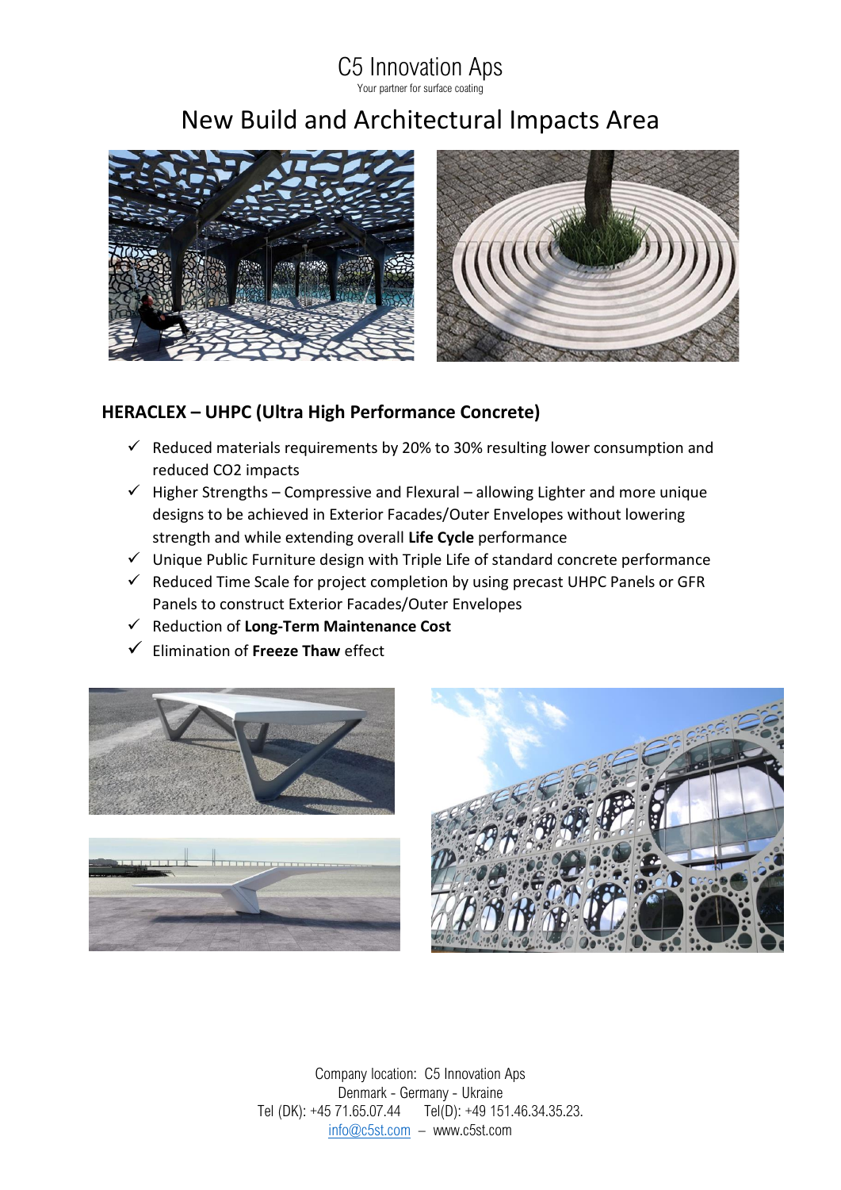C5 Innovation Aps

Your partner for surface coating

# New Build and Architectural Impacts Area

## HERACLEX – UHPC (Ultra High Performance Concrete)

- ✓ Reduced materials requirements by 20% to 30% resulting lower consumption and reduced CO2 impacts
- ✓ Higher Strengths – Compressive and Flexural – allowing Lighter and more unique designs to be achieved in Exterior Facades/Outer Envelopes without lowering strength and while extending overall **Life Cycle** performance
- ✓ Unique Public Furniture design with Triple Life of standard concrete performance
- ✓ Reduced Time Scale for project completion by using precast UHPC Panels or GFR Panels to construct Exterior Facades/Outer Envelopes
- ✓ Reduction of **Long-Term Maintenance Cost**
- ✓ Elimination of **Freeze Thaw** effect

Company location: C5 Innovation Aps

Denmark - Germany - Ukraine

Tel (DK): +45 71.65.07.44 Tel(D): +49 151.46.34.35.23.

info@c5st.com – www.c5st.com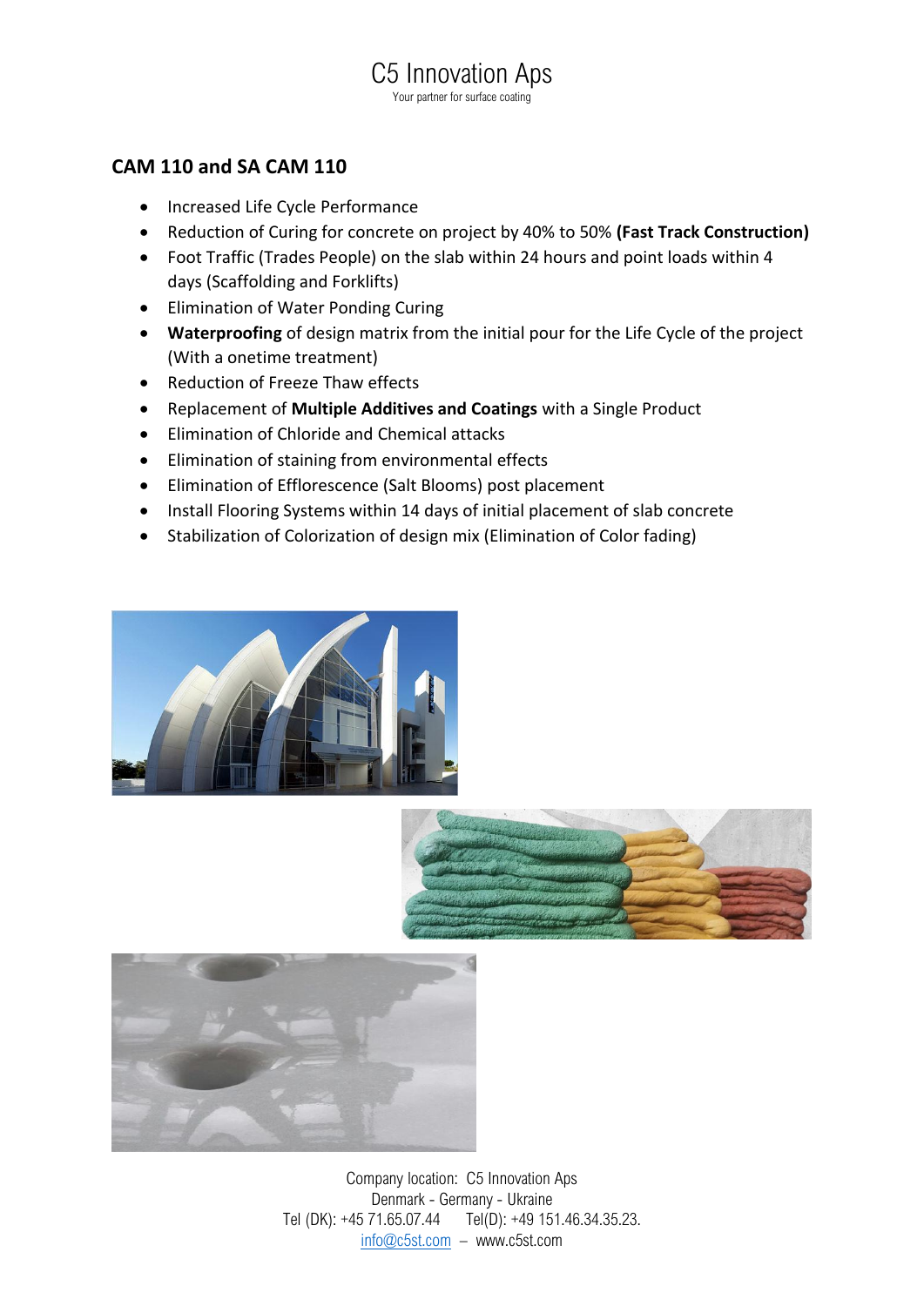C5 Innovation Aps

Your partner for surface coating

## CAM 110 and SA CAM 110

- Increased Life Cycle Performance
- Reduction of Curing for concrete on project by 40% to 50% **(Fast Track Construction)**
- Foot Traffic (Trades People) on the slab within 24 hours and point loads within 4 days (Scaffolding and Forklifts)
- Elimination of Water Ponding Curing
- **Waterproofing** of design matrix from the initial pour for the Life Cycle of the project (With a onetime treatment)
- Reduction of Freeze Thaw effects
- Replacement of **Multiple Additives and Coatings** with a Single Product
- Elimination of Chloride and Chemical attacks
- Elimination of staining from environmental effects
- Elimination of Efflorescence (Salt Blooms) post placement
- Install Flooring Systems within 14 days of initial placement of slab concrete
- Stabilization of Colorization of design mix (Elimination of Color fading)

Company location: C5 Innovation Aps
Denmark - Germany - Ukraine
Tel (DK): +45 71.65.07.44 Tel(D): +49 151.46.34.35.23.
info@c5st.com – www.c5st.com